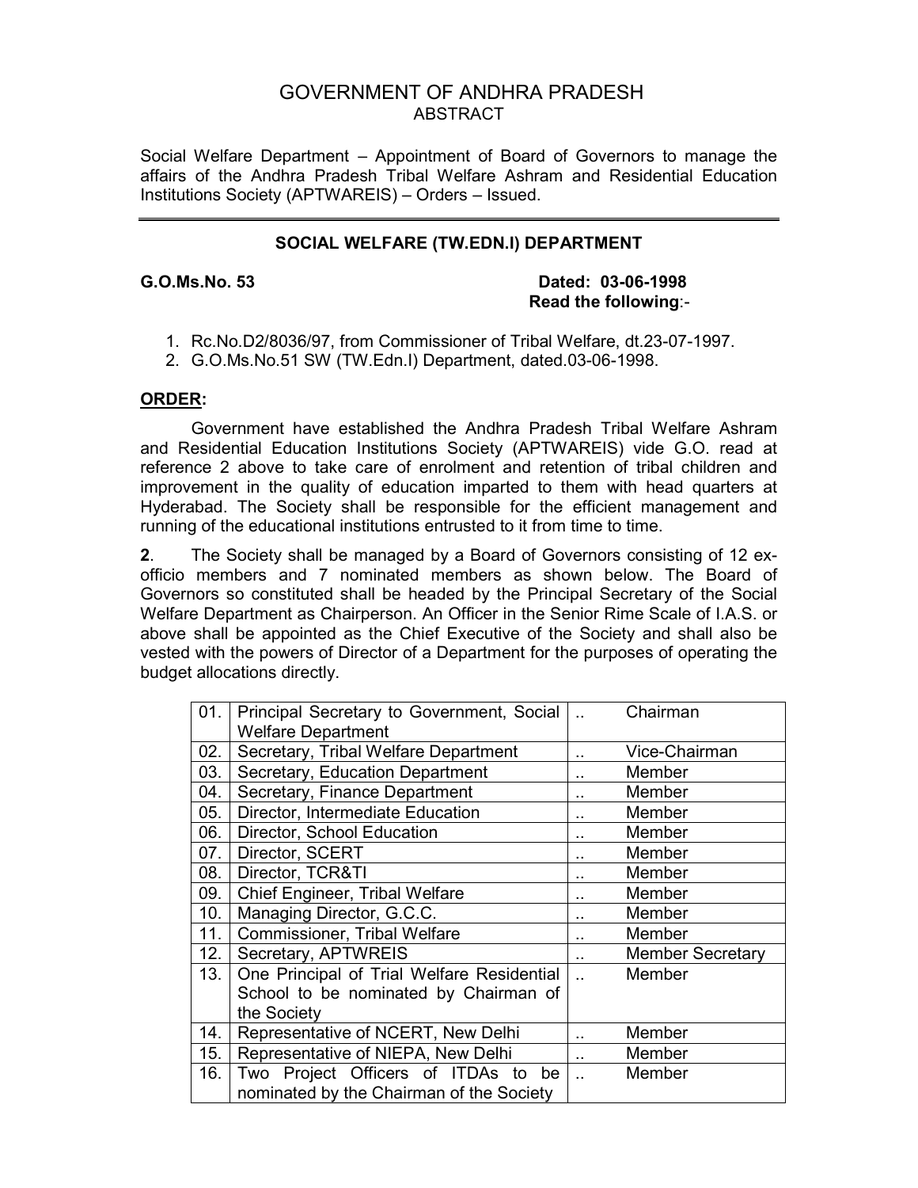# GOVERNMENT OF ANDHRA PRADESH
## ABSTRACT

Social Welfare Department – Appointment of Board of Governors to manage the affairs of the Andhra Pradesh Tribal Welfare Ashram and Residential Education Institutions Society (APTWAREIS) – Orders – Issued.

---

### SOCIAL WELFARE (TW.EDN.I) DEPARTMENT

**G.O.Ms.No. 53** **Dated: 03-06-1998**

**Read the following**:-

1. Rc.No.D2/8036/97, from Commissioner of Tribal Welfare, dt.23-07-1997.
2. G.O.Ms.No.51 SW (TW.Edn.I) Department, dated.03-06-1998.

**ORDER:**

Government have established the Andhra Pradesh Tribal Welfare Ashram and Residential Education Institutions Society (APTWAREIS) vide G.O. read at reference 2 above to take care of enrolment and retention of tribal children and improvement in the quality of education imparted to them with head quarters at Hyderabad. The Society shall be responsible for the efficient management and running of the educational institutions entrusted to it from time to time.

**2**. The Society shall be managed by a Board of Governors consisting of 12 ex-officio members and 7 nominated members as shown below. The Board of Governors so constituted shall be headed by the Principal Secretary of the Social Welfare Department as Chairperson. An Officer in the Senior Rime Scale of I.A.S. or above shall be appointed as the Chief Executive of the Society and shall also be vested with the powers of Director of a Department for the purposes of operating the budget allocations directly.

| | | | |
|---|---|---|---|
| 01. | Principal Secretary to Government, Social Welfare Department | .. | Chairman |
| 02. | Secretary, Tribal Welfare Department | .. | Vice-Chairman |
| 03. | Secretary, Education Department | .. | Member |
| 04. | Secretary, Finance Department | .. | Member |
| 05. | Director, Intermediate Education | .. | Member |
| 06. | Director, School Education | .. | Member |
| 07. | Director, SCERT | .. | Member |
| 08. | Director, TCR&TI | .. | Member |
| 09. | Chief Engineer, Tribal Welfare | .. | Member |
| 10. | Managing Director, G.C.C. | .. | Member |
| 11. | Commissioner, Tribal Welfare | .. | Member |
| 12. | Secretary, APTWREIS | .. | Member Secretary |
| 13. | One Principal of Trial Welfare Residential School to be nominated by Chairman of the Society | .. | Member |
| 14. | Representative of NCERT, New Delhi | .. | Member |
| 15. | Representative of NIEPA, New Delhi | .. | Member |
| 16. | Two Project Officers of ITDAs to be nominated by the Chairman of the Society | .. | Member |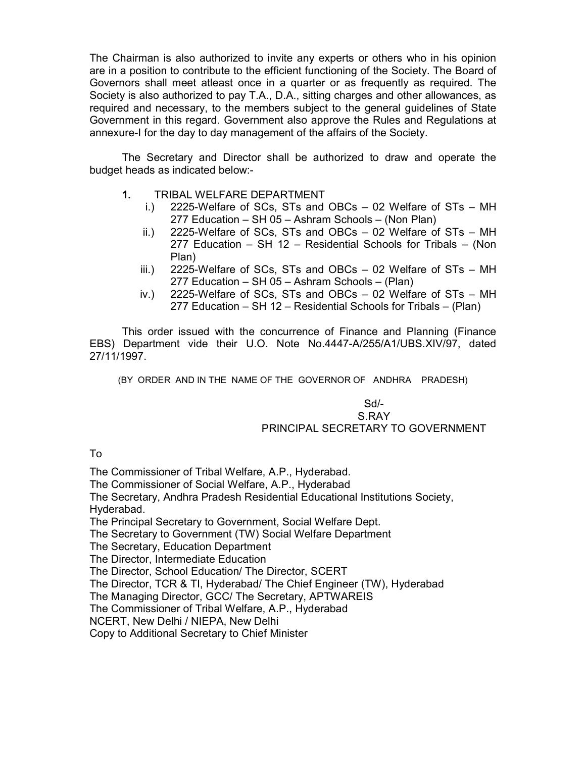The Chairman is also authorized to invite any experts or others who in his opinion are in a position to contribute to the efficient functioning of the Society. The Board of Governors shall meet atleast once in a quarter or as frequently as required. The Society is also authorized to pay T.A., D.A., sitting charges and other allowances, as required and necessary, to the members subject to the general guidelines of State Government in this regard. Government also approve the Rules and Regulations at annexure-I for the day to day management of the affairs of the Society.

The Secretary and Director shall be authorized to draw and operate the budget heads as indicated below:-

**1.** TRIBAL WELFARE DEPARTMENT

- i.) 2225-Welfare of SCs, STs and OBCs – 02 Welfare of STs – MH 277 Education – SH 05 – Ashram Schools – (Non Plan)
- ii.) 2225-Welfare of SCs, STs and OBCs – 02 Welfare of STs – MH 277 Education – SH 12 – Residential Schools for Tribals – (Non Plan)
- iii.) 2225-Welfare of SCs, STs and OBCs – 02 Welfare of STs – MH 277 Education – SH 05 – Ashram Schools – (Plan)
- iv.) 2225-Welfare of SCs, STs and OBCs – 02 Welfare of STs – MH 277 Education – SH 12 – Residential Schools for Tribals – (Plan)

This order issued with the concurrence of Finance and Planning (Finance EBS) Department vide their U.O. Note No.4447-A/255/A1/UBS.XIV/97, dated 27/11/1997.

(BY ORDER AND IN THE NAME OF THE GOVERNOR OF ANDHRA PRADESH)

Sd/-
S.RAY
PRINCIPAL SECRETARY TO GOVERNMENT

To

The Commissioner of Tribal Welfare, A.P., Hyderabad.
The Commissioner of Social Welfare, A.P., Hyderabad
The Secretary, Andhra Pradesh Residential Educational Institutions Society, Hyderabad.
The Principal Secretary to Government, Social Welfare Dept.
The Secretary to Government (TW) Social Welfare Department
The Secretary, Education Department
The Director, Intermediate Education
The Director, School Education/ The Director, SCERT
The Director, TCR & TI, Hyderabad/ The Chief Engineer (TW), Hyderabad
The Managing Director, GCC/ The Secretary, APTWAREIS
The Commissioner of Tribal Welfare, A.P., Hyderabad
NCERT, New Delhi / NIEPA, New Delhi
Copy to Additional Secretary to Chief Minister